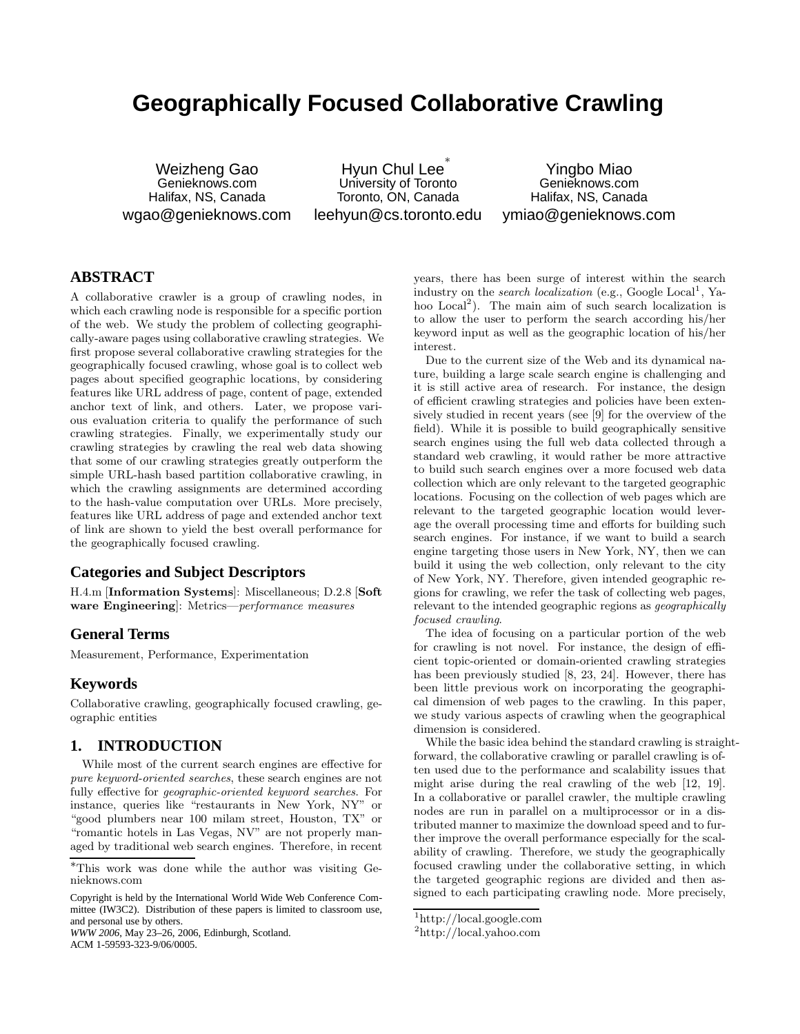# Geographically Focused Collaborative Crawling

Weizheng Gao
Genieknows.com
Halifax, NS, Canada
wgao@genieknows.com

Hyun Chul Lee[*]
University of Toronto
Toronto, ON, Canada
leehyun@cs.toronto.edu

Yingbo Miao
Genieknows.com
Halifax, NS, Canada
ymiao@genieknows.com

## ABSTRACT

A collaborative crawler is a group of crawling nodes, in which each crawling node is responsible for a specific portion of the web. We study the problem of collecting geographically-aware pages using collaborative crawling strategies. We first propose several collaborative crawling strategies for the geographically focused crawling, whose goal is to collect web pages about specified geographic locations, by considering features like URL address of page, content of page, extended anchor text of link, and others. Later, we propose various evaluation criteria to qualify the performance of such crawling strategies. Finally, we experimentally study our crawling strategies by crawling the real web data showing that some of our crawling strategies greatly outperform the simple URL-hash based partition collaborative crawling, in which the crawling assignments are determined according to the hash-value computation over URLs. More precisely, features like URL address of page and extended anchor text of link are shown to yield the best overall performance for the geographically focused crawling.

### Categories and Subject Descriptors

H.4.m [**Information Systems**]: Miscellaneous; D.2.8 [**Software Engineering**]: Metrics—*performance measures*

### General Terms

Measurement, Performance, Experimentation

### Keywords

Collaborative crawling, geographically focused crawling, geographic entities

## 1. INTRODUCTION

While most of the current search engines are effective for *pure keyword-oriented searches*, these search engines are not fully effective for *geographic-oriented keyword searches*. For instance, queries like "restaurants in New York, NY" or "good plumbers near 100 milam street, Houston, TX" or "romantic hotels in Las Vegas, NV" are not properly managed by traditional web search engines. Therefore, in recent years, there has been surge of interest within the search industry on the *search localization* (e.g., Google Local[1], Yahoo Local[2]). The main aim of such search localization is to allow the user to perform the search according his/her keyword input as well as the geographic location of his/her interest.

Due to the current size of the Web and its dynamical nature, building a large scale search engine is challenging and it is still active area of research. For instance, the design of efficient crawling strategies and policies have been extensively studied in recent years (see [9] for the overview of the field). While it is possible to build geographically sensitive search engines using the full web data collected through a standard web crawling, it would rather be more attractive to build such search engines over a more focused web data collection which are only relevant to the targeted geographic locations. Focusing on the collection of web pages which are relevant to the targeted geographic location would leverage the overall processing time and efforts for building such search engines. For instance, if we want to build a search engine targeting those users in New York, NY, then we can build it using the web collection, only relevant to the city of New York, NY. Therefore, given intended geographic regions for crawling, we refer the task of collecting web pages, relevant to the intended geographic regions as *geographically focused crawling*.

The idea of focusing on a particular portion of the web for crawling is not novel. For instance, the design of efficient topic-oriented or domain-oriented crawling strategies has been previously studied [8, 23, 24]. However, there has been little previous work on incorporating the geographical dimension of web pages to the crawling. In this paper, we study various aspects of crawling when the geographical dimension is considered.

While the basic idea behind the standard crawling is straightforward, the collaborative crawling or parallel crawling is often used due to the performance and scalability issues that might arise during the real crawling of the web [12, 19]. In a collaborative or parallel crawler, the multiple crawling nodes are run in parallel on a multiprocessor or in a distributed manner to maximize the download speed and to further improve the overall performance especially for the scalability of crawling. Therefore, we study the geographically focused crawling under the collaborative setting, in which the targeted geographic regions are divided and then assigned to each participating crawling node. More precisely,

[*]This work was done while the author was visiting Genieknows.com

Copyright is held by the International World Wide Web Conference Committee (IW3C2). Distribution of these papers is limited to classroom use, and personal use by others.
*WWW 2006*, May 23–26, 2006, Edinburgh, Scotland.
ACM 1-59593-323-9/06/0005.

[1]http://local.google.com
[2]http://local.yahoo.com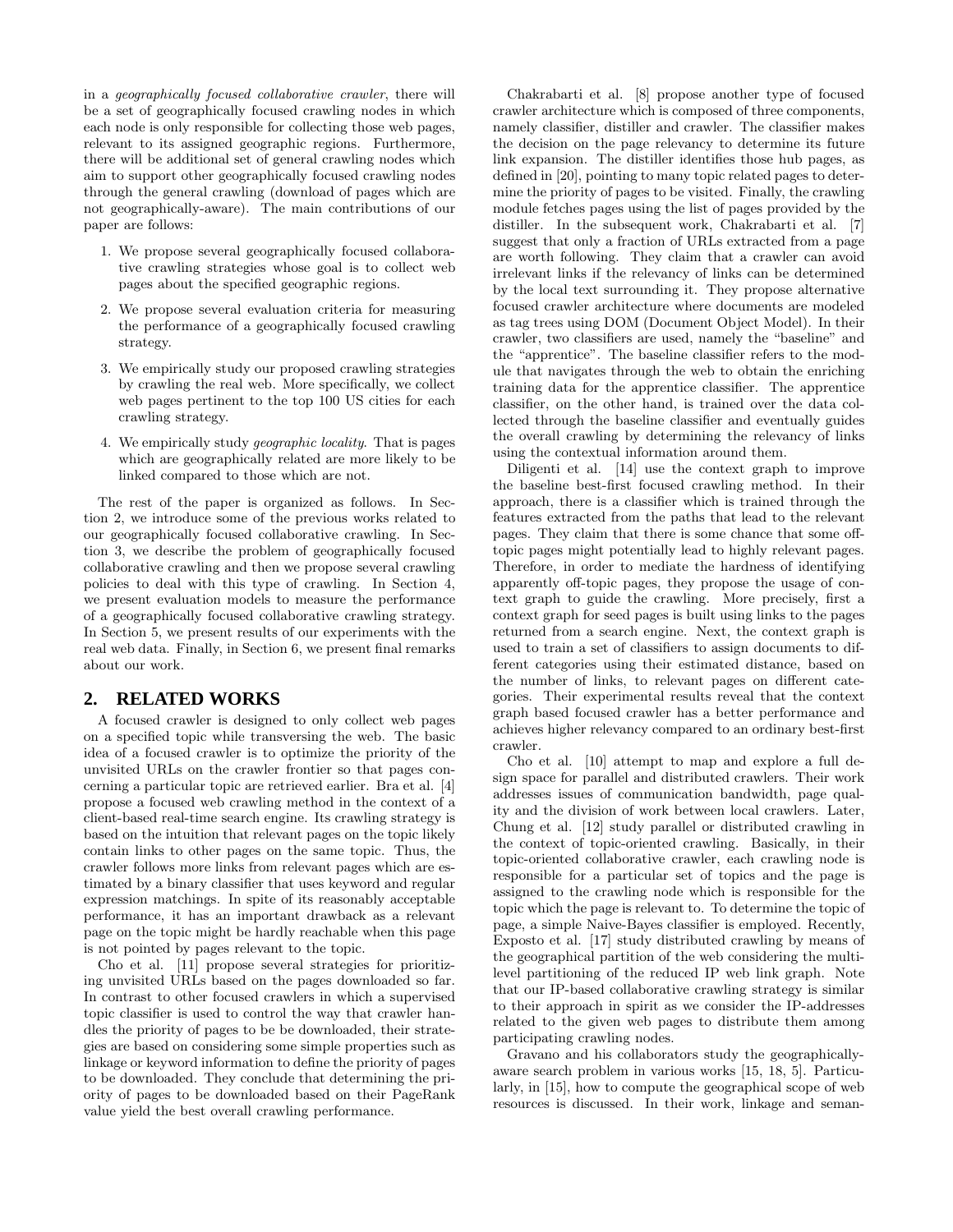in a *geographically focused collaborative crawler*, there will be a set of geographically focused crawling nodes in which each node is only responsible for collecting those web pages, relevant to its assigned geographic regions. Furthermore, there will be additional set of general crawling nodes which aim to support other geographically focused crawling nodes through the general crawling (download of pages which are not geographically-aware). The main contributions of our paper are follows:

1. We propose several geographically focused collaborative crawling strategies whose goal is to collect web pages about the specified geographic regions.
2. We propose several evaluation criteria for measuring the performance of a geographically focused crawling strategy.
3. We empirically study our proposed crawling strategies by crawling the real web. More specifically, we collect web pages pertinent to the top 100 US cities for each crawling strategy.
4. We empirically study *geographic locality*. That is pages which are geographically related are more likely to be linked compared to those which are not.

The rest of the paper is organized as follows. In Section 2, we introduce some of the previous works related to our geographically focused collaborative crawling. In Section 3, we describe the problem of geographically focused collaborative crawling and then we propose several crawling policies to deal with this type of crawling. In Section 4, we present evaluation models to measure the performance of a geographically focused collaborative crawling strategy. In Section 5, we present results of our experiments with the real web data. Finally, in Section 6, we present final remarks about our work.

## 2. RELATED WORKS

A focused crawler is designed to only collect web pages on a specified topic while transversing the web. The basic idea of a focused crawler is to optimize the priority of the unvisited URLs on the crawler frontier so that pages concerning a particular topic are retrieved earlier. Bra et al. [4] propose a focused web crawling method in the context of a client-based real-time search engine. Its crawling strategy is based on the intuition that relevant pages on the topic likely contain links to other pages on the same topic. Thus, the crawler follows more links from relevant pages which are estimated by a binary classifier that uses keyword and regular expression matchings. In spite of its reasonably acceptable performance, it has an important drawback as a relevant page on the topic might be hardly reachable when this page is not pointed by pages relevant to the topic.

Cho et al. [11] propose several strategies for prioritizing unvisited URLs based on the pages downloaded so far. In contrast to other focused crawlers in which a supervised topic classifier is used to control the way that crawler handles the priority of pages to be be downloaded, their strategies are based on considering some simple properties such as linkage or keyword information to define the priority of pages to be downloaded. They conclude that determining the priority of pages to be downloaded based on their PageRank value yield the best overall crawling performance.

Chakrabarti et al. [8] propose another type of focused crawler architecture which is composed of three components, namely classifier, distiller and crawler. The classifier makes the decision on the page relevancy to determine its future link expansion. The distiller identifies those hub pages, as defined in [20], pointing to many topic related pages to determine the priority of pages to be visited. Finally, the crawling module fetches pages using the list of pages provided by the distiller. In the subsequent work, Chakrabarti et al. [7] suggest that only a fraction of URLs extracted from a page are worth following. They claim that a crawler can avoid irrelevant links if the relevancy of links can be determined by the local text surrounding it. They propose alternative focused crawler architecture where documents are modeled as tag trees using DOM (Document Object Model). In their crawler, two classifiers are used, namely the "baseline" and the "apprentice". The baseline classifier refers to the module that navigates through the web to obtain the enriching training data for the apprentice classifier. The apprentice classifier, on the other hand, is trained over the data collected through the baseline classifier and eventually guides the overall crawling by determining the relevancy of links using the contextual information around them.

Diligenti et al. [14] use the context graph to improve the baseline best-first focused crawling method. In their approach, there is a classifier which is trained through the features extracted from the paths that lead to the relevant pages. They claim that there is some chance that some off-topic pages might potentially lead to highly relevant pages. Therefore, in order to mediate the hardness of identifying apparently off-topic pages, they propose the usage of context graph to guide the crawling. More precisely, first a context graph for seed pages is built using links to the pages returned from a search engine. Next, the context graph is used to train a set of classifiers to assign documents to different categories using their estimated distance, based on the number of links, to relevant pages on different categories. Their experimental results reveal that the context graph based focused crawler has a better performance and achieves higher relevancy compared to an ordinary best-first crawler.

Cho et al. [10] attempt to map and explore a full design space for parallel and distributed crawlers. Their work addresses issues of communication bandwidth, page quality and the division of work between local crawlers. Later, Chung et al. [12] study parallel or distributed crawling in the context of topic-oriented crawling. Basically, in their topic-oriented collaborative crawler, each crawling node is responsible for a particular set of topics and the page is assigned to the crawling node which is responsible for the topic which the page is relevant to. To determine the topic of page, a simple Naive-Bayes classifier is employed. Recently, Exposto et al. [17] study distributed crawling by means of the geographical partition of the web considering the multi-level partitioning of the reduced IP web link graph. Note that our IP-based collaborative crawling strategy is similar to their approach in spirit as we consider the IP-addresses related to the given web pages to distribute them among participating crawling nodes.

Gravano and his collaborators study the geographically-aware search problem in various works [15, 18, 5]. Particularly, in [15], how to compute the geographical scope of web resources is discussed. In their work, linkage and seman-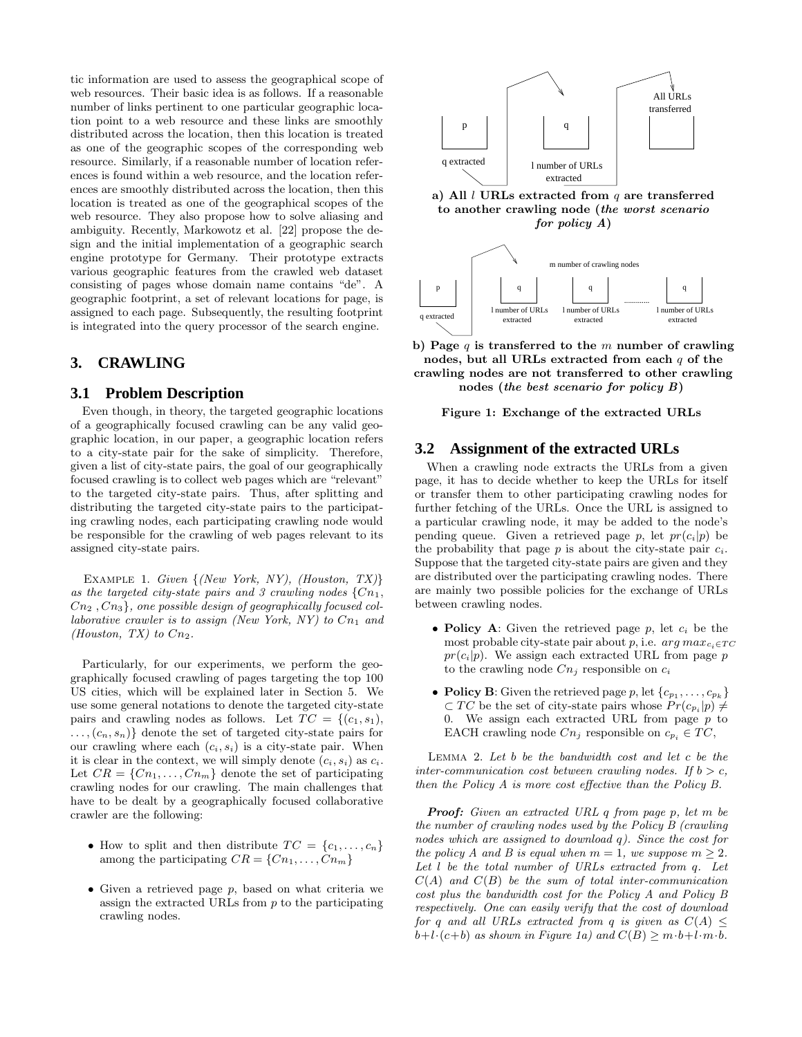tic information are used to assess the geographical scope of web resources. Their basic idea is as follows. If a reasonable number of links pertinent to one particular geographic location point to a web resource and these links are smoothly distributed across the location, then this location is treated as one of the geographic scopes of the corresponding web resource. Similarly, if a reasonable number of location references is found within a web resource, and the location references are smoothly distributed across the location, then this location is treated as one of the geographical scopes of the web resource. They also propose how to solve aliasing and ambiguity. Recently, Markowotz et al. [22] propose the design and the initial implementation of a geographic search engine prototype for Germany. Their prototype extracts various geographic features from the crawled web dataset consisting of pages whose domain name contains "de". A geographic footprint, a set of relevant locations for page, is assigned to each page. Subsequently, the resulting footprint is integrated into the query processor of the search engine.

# 3. CRAWLING

## 3.1 Problem Description

Even though, in theory, the targeted geographic locations of a geographically focused crawling can be any valid geographic location, in our paper, a geographic location refers to a city-state pair for the sake of simplicity. Therefore, given a list of city-state pairs, the goal of our geographically focused crawling is to collect web pages which are "relevant" to the targeted city-state pairs. Thus, after splitting and distributing the targeted city-state pairs to the participating crawling nodes, each participating crawling node would be responsible for the crawling of web pages relevant to its assigned city-state pairs.

Example 1. *Given {(New York, NY), (Houston, TX)} as the targeted city-state pairs and 3 crawling nodes {$Cn_1$, $Cn_2$ , $Cn_3$}, one possible design of geographically focused collaborative crawler is to assign (New York, NY) to $Cn_1$ and (Houston, TX) to $Cn_2$.*

Particularly, for our experiments, we perform the geographically focused crawling of pages targeting the top 100 US cities, which will be explained later in Section 5. We use some general notations to denote the targeted city-state pairs and crawling nodes as follows. Let $TC = \{(c_1, s_1), \ldots, (c_n, s_n)\}$ denote the set of targeted city-state pairs for our crawling where each $(c_i, s_i)$ is a city-state pair. When it is clear in the context, we will simply denote $(c_i, s_i)$ as $c_i$. Let $CR = \{Cn_1, \ldots, Cn_m\}$ denote the set of participating crawling nodes for our crawling. The main challenges that have to be dealt by a geographically focused collaborative crawler are the following:

- How to split and then distribute $TC = \{c_1, \ldots, c_n\}$ among the participating $CR = \{Cn_1, \ldots, Cn_m\}$
- Given a retrieved page $p$, based on what criteria we assign the extracted URLs from $p$ to the participating crawling nodes.

**a) All $l$ URLs extracted from $q$ are transferred to another crawling node (*the worst scenario for policy A*)**

**b) Page $q$ is transferred to the $m$ number of crawling nodes, but all URLs extracted from each $q$ of the crawling nodes are not transferred to other crawling nodes (*the best scenario for policy B*)**

**Figure 1: Exchange of the extracted URLs**

## 3.2 Assignment of the extracted URLs

When a crawling node extracts the URLs from a given page, it has to decide whether to keep the URLs for itself or transfer them to other participating crawling nodes for further fetching of the URLs. Once the URL is assigned to a particular crawling node, it may be added to the node's pending queue. Given a retrieved page $p$, let $pr(c_i|p)$ be the probability that page $p$ is about the city-state pair $c_i$. Suppose that the targeted city-state pairs are given and they are distributed over the participating crawling nodes. There are mainly two possible policies for the exchange of URLs between crawling nodes.

- **Policy A**: Given the retrieved page $p$, let $c_i$ be the most probable city-state pair about $p$, i.e. $arg\,max_{c_i \in TC}\ pr(c_i|p)$. We assign each extracted URL from page $p$ to the crawling node $Cn_j$ responsible on $c_i$
- **Policy B**: Given the retrieved page $p$, let $\{c_{p_1}, \ldots, c_{p_k}\} \subset TC$ be the set of city-state pairs whose $Pr(c_{p_i}|p) \neq 0$. We assign each extracted URL from page $p$ to EACH crawling node $Cn_j$ responsible on $c_{p_i} \in TC$,

Lemma 2. *Let $b$ be the bandwidth cost and let $c$ be the inter-communication cost between crawling nodes. If $b > c$, then the Policy A is more cost effective than the Policy B.*

***Proof:*** *Given an extracted URL $q$ from page $p$, let $m$ be the number of crawling nodes used by the Policy B (crawling nodes which are assigned to download $q$). Since the cost for the policy A and B is equal when $m = 1$, we suppose $m \geq 2$. Let $l$ be the total number of URLs extracted from $q$. Let $C(A)$ and $C(B)$ be the sum of total inter-communication cost plus the bandwidth cost for the Policy A and Policy B respectively. One can easily verify that the cost of download for $q$ and all URLs extracted from $q$ is given as $C(A) \leq b + l \cdot (c + b)$ as shown in Figure 1a) and $C(B) \geq m \cdot b + l \cdot m \cdot b$.*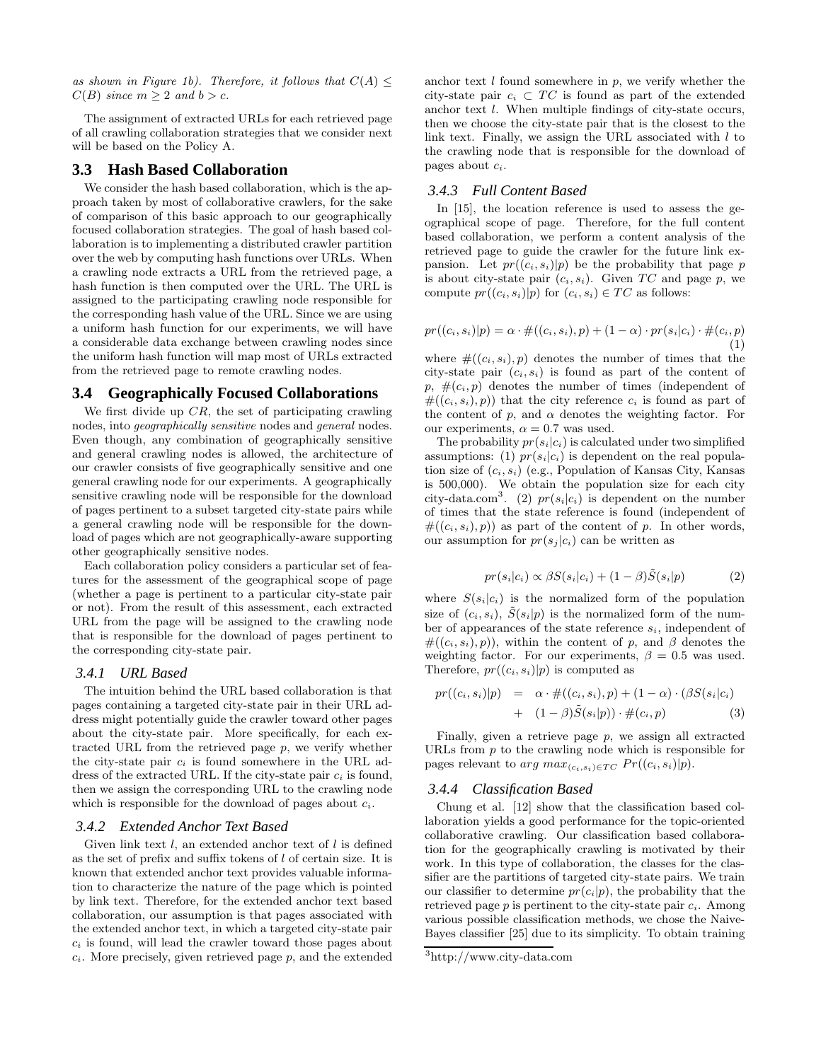*as shown in Figure 1b). Therefore, it follows that $C(A) \leq C(B)$ since $m \geq 2$ and $b > c$.*

The assignment of extracted URLs for each retrieved page of all crawling collaboration strategies that we consider next will be based on the Policy A.

## 3.3 Hash Based Collaboration

We consider the hash based collaboration, which is the approach taken by most of collaborative crawlers, for the sake of comparison of this basic approach to our geographically focused collaboration strategies. The goal of hash based collaboration is to implementing a distributed crawler partition over the web by computing hash functions over URLs. When a crawling node extracts a URL from the retrieved page, a hash function is then computed over the URL. The URL is assigned to the participating crawling node responsible for the corresponding hash value of the URL. Since we are using a uniform hash function for our experiments, we will have a considerable data exchange between crawling nodes since the uniform hash function will map most of URLs extracted from the retrieved page to remote crawling nodes.

## 3.4 Geographically Focused Collaborations

We first divide up $CR$, the set of participating crawling nodes, into *geographically sensitive* nodes and *general* nodes. Even though, any combination of geographically sensitive and general crawling nodes is allowed, the architecture of our crawler consists of five geographically sensitive and one general crawling node for our experiments. A geographically sensitive crawling node will be responsible for the download of pages pertinent to a subset targeted city-state pairs while a general crawling node will be responsible for the download of pages which are not geographically-aware supporting other geographically sensitive nodes.

Each collaboration policy considers a particular set of features for the assessment of the geographical scope of page (whether a page is pertinent to a particular city-state pair or not). From the result of this assessment, each extracted URL from the page will be assigned to the crawling node that is responsible for the download of pages pertinent to the corresponding city-state pair.

### 3.4.1 URL Based

The intuition behind the URL based collaboration is that pages containing a targeted city-state pair in their URL address might potentially guide the crawler toward other pages about the city-state pair. More specifically, for each extracted URL from the retrieved page $p$, we verify whether the city-state pair $c_i$ is found somewhere in the URL address of the extracted URL. If the city-state pair $c_i$ is found, then we assign the corresponding URL to the crawling node which is responsible for the download of pages about $c_i$.

### 3.4.2 Extended Anchor Text Based

Given link text $l$, an extended anchor text of $l$ is defined as the set of prefix and suffix tokens of $l$ of certain size. It is known that extended anchor text provides valuable information to characterize the nature of the page which is pointed by link text. Therefore, for the extended anchor text based collaboration, our assumption is that pages associated with the extended anchor text, in which a targeted city-state pair $c_i$ is found, will lead the crawler toward those pages about $c_i$. More precisely, given retrieved page $p$, and the extended anchor text $l$ found somewhere in $p$, we verify whether the city-state pair $c_i \subset TC$ is found as part of the extended anchor text $l$. When multiple findings of city-state occurs, then we choose the city-state pair that is the closest to the link text. Finally, we assign the URL associated with $l$ to the crawling node that is responsible for the download of pages about $c_i$.

### 3.4.3 Full Content Based

In [15], the location reference is used to assess the geographical scope of page. Therefore, for the full content based collaboration, we perform a content analysis of the retrieved page to guide the crawler for the future link expansion. Let $pr((c_i, s_i)|p)$ be the probability that page $p$ is about city-state pair $(c_i, s_i)$. Given $TC$ and page $p$, we compute $pr((c_i, s_i)|p)$ for $(c_i, s_i) \in TC$ as follows:

$$pr((c_i, s_i)|p) = \alpha \cdot \#((c_i, s_i), p) + (1 - \alpha) \cdot pr(s_i|c_i) \cdot \#(c_i, p) \quad (1)$$

where $\#((c_i, s_i), p)$ denotes the number of times that the city-state pair $(c_i, s_i)$ is found as part of the content of $p$, $\#(c_i, p)$ denotes the number of times (independent of $\#((c_i, s_i), p)$) that the city reference $c_i$ is found as part of the content of $p$, and $\alpha$ denotes the weighting factor. For our experiments, $\alpha = 0.7$ was used.

The probability $pr(s_i|c_i)$ is calculated under two simplified assumptions: (1) $pr(s_i|c_i)$ is dependent on the real population size of $(c_i, s_i)$ (e.g., Population of Kansas City, Kansas is 500,000). We obtain the population size for each city city-data.com[3]. (2) $pr(s_i|c_i)$ is dependent on the number of times that the state reference is found (independent of $\#((c_i, s_i), p)$) as part of the content of $p$. In other words, our assumption for $pr(s_j|c_i)$ can be written as

$$pr(s_i|c_i) \propto \beta S(s_i|c_i) + (1 - \beta)\tilde{S}(s_i|p) \quad (2)$$

where $S(s_i|c_i)$ is the normalized form of the population size of $(c_i, s_i)$, $\tilde{S}(s_i|p)$ is the normalized form of the number of appearances of the state reference $s_i$, independent of $\#((c_i, s_i), p)$), within the content of $p$, and $\beta$ denotes the weighting factor. For our experiments, $\beta = 0.5$ was used. Therefore, $pr((c_i, s_i)|p)$ is computed as

$$\begin{aligned} pr((c_i, s_i)|p) &= \alpha \cdot \#((c_i, s_i), p) + (1 - \alpha) \cdot (\beta S(s_i|c_i) \\ &+ (1 - \beta)\tilde{S}(s_i|p)) \cdot \#(c_i, p) \end{aligned} \quad (3)$$

Finally, given a retrieve page $p$, we assign all extracted URLs from $p$ to the crawling node which is responsible for pages relevant to $arg\ max_{(c_i, s_i) \in TC}\ Pr((c_i, s_i)|p)$.

### 3.4.4 Classification Based

Chung et al. [12] show that the classification based collaboration yields a good performance for the topic-oriented collaborative crawling. Our classification based collaboration for the geographically crawling is motivated by their work. In this type of collaboration, the classes for the classifier are the partitions of targeted city-state pairs. We train our classifier to determine $pr(c_i|p)$, the probability that the retrieved page $p$ is pertinent to the city-state pair $c_i$. Among various possible classification methods, we chose the Naive-Bayes classifier [25] due to its simplicity. To obtain training

[3] http://www.city-data.com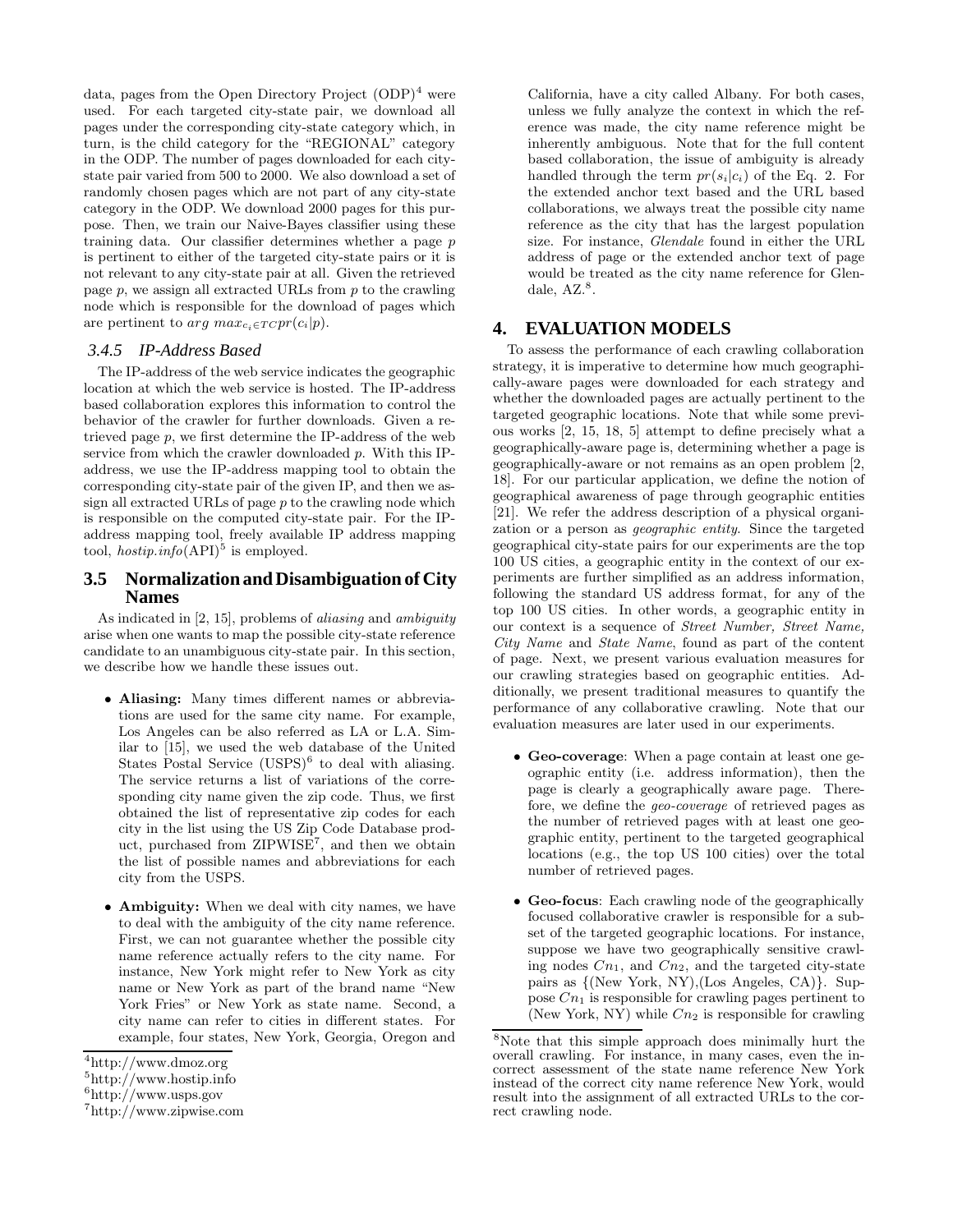data, pages from the Open Directory Project (ODP)[4] were used. For each targeted city-state pair, we download all pages under the corresponding city-state category which, in turn, is the child category for the "REGIONAL" category in the ODP. The number of pages downloaded for each city-state pair varied from 500 to 2000. We also download a set of randomly chosen pages which are not part of any city-state category in the ODP. We download 2000 pages for this purpose. Then, we train our Naive-Bayes classifier using these training data. Our classifier determines whether a page $p$ is pertinent to either of the targeted city-state pairs or it is not relevant to any city-state pair at all. Given the retrieved page $p$, we assign all extracted URLs from $p$ to the crawling node which is responsible for the download of pages which are pertinent to $arg\ max_{c_i \in TC} pr(c_i|p)$.

### 3.4.5 IP-Address Based

The IP-address of the web service indicates the geographic location at which the web service is hosted. The IP-address based collaboration explores this information to control the behavior of the crawler for further downloads. Given a retrieved page $p$, we first determine the IP-address of the web service from which the crawler downloaded $p$. With this IP-address, we use the IP-address mapping tool to obtain the corresponding city-state pair of the given IP, and then we assign all extracted URLs of page $p$ to the crawling node which is responsible on the computed city-state pair. For the IP-address mapping tool, freely available IP address mapping tool, *hostip.info*(API)[5] is employed.

## 3.5 Normalization and Disambiguation of City Names

As indicated in [2, 15], problems of *aliasing* and *ambiguity* arise when one wants to map the possible city-state reference candidate to an unambiguous city-state pair. In this section, we describe how we handle these issues out.

- **Aliasing:** Many times different names or abbreviations are used for the same city name. For example, Los Angeles can be also referred as LA or L.A. Similar to [15], we used the web database of the United States Postal Service (USPS)[6] to deal with aliasing. The service returns a list of variations of the corresponding city name given the zip code. Thus, we first obtained the list of representative zip codes for each city in the list using the US Zip Code Database product, purchased from ZIPWISE[7], and then we obtain the list of possible names and abbreviations for each city from the USPS.
- **Ambiguity:** When we deal with city names, we have to deal with the ambiguity of the city name reference. First, we can not guarantee whether the possible city name reference actually refers to the city name. For instance, New York might refer to New York as city name or New York as part of the brand name "New York Fries" or New York as state name. Second, a city name can refer to cities in different states. For example, four states, New York, Georgia, Oregon and California, have a city called Albany. For both cases, unless we fully analyze the context in which the reference was made, the city name reference might be inherently ambiguous. Note that for the full content based collaboration, the issue of ambiguity is already handled through the term $pr(s_i|c_i)$ of the Eq. 2. For the extended anchor text based and the URL based collaborations, we always treat the possible city name reference as the city that has the largest population size. For instance, *Glendale* found in either the URL address of page or the extended anchor text of page would be treated as the city name reference for Glendale, AZ.[8].

# 4. EVALUATION MODELS

To assess the performance of each crawling collaboration strategy, it is imperative to determine how much geographically-aware pages were downloaded for each strategy and whether the downloaded pages are actually pertinent to the targeted geographic locations. Note that while some previous works [2, 15, 18, 5] attempt to define precisely what a geographically-aware page is, determining whether a page is geographically-aware or not remains as an open problem [2, 18]. For our particular application, we define the notion of geographical awareness of page through geographic entities [21]. We refer the address description of a physical organization or a person as *geographic entity*. Since the targeted geographical city-state pairs for our experiments are the top 100 US cities, a geographic entity in the context of our experiments are further simplified as an address information, following the standard US address format, for any of the top 100 US cities. In other words, a geographic entity in our context is a sequence of *Street Number, Street Name, City Name* and *State Name*, found as part of the content of page. Next, we present various evaluation measures for our crawling strategies based on geographic entities. Additionally, we present traditional measures to quantify the performance of any collaborative crawling. Note that our evaluation measures are later used in our experiments.

- **Geo-coverage**: When a page contain at least one geographic entity (i.e. address information), then the page is clearly a geographically aware page. Therefore, we define the *geo-coverage* of retrieved pages as the number of retrieved pages with at least one geographic entity, pertinent to the targeted geographical locations (e.g., the top US 100 cities) over the total number of retrieved pages.
- **Geo-focus**: Each crawling node of the geographically focused collaborative crawler is responsible for a subset of the targeted geographic locations. For instance, suppose we have two geographically sensitive crawling nodes $Cn_1$, and $Cn_2$, and the targeted city-state pairs as {(New York, NY),(Los Angeles, CA)}. Suppose $Cn_1$ is responsible for crawling pages pertinent to (New York, NY) while $Cn_2$ is responsible for crawling

[4] http://www.dmoz.org

[5] http://www.hostip.info

[6] http://www.usps.gov

[7] http://www.zipwise.com

[8] Note that this simple approach does minimally hurt the overall crawling. For instance, in many cases, even the incorrect assessment of the state name reference New York instead of the correct city name reference New York, would result into the assignment of all extracted URLs to the correct crawling node.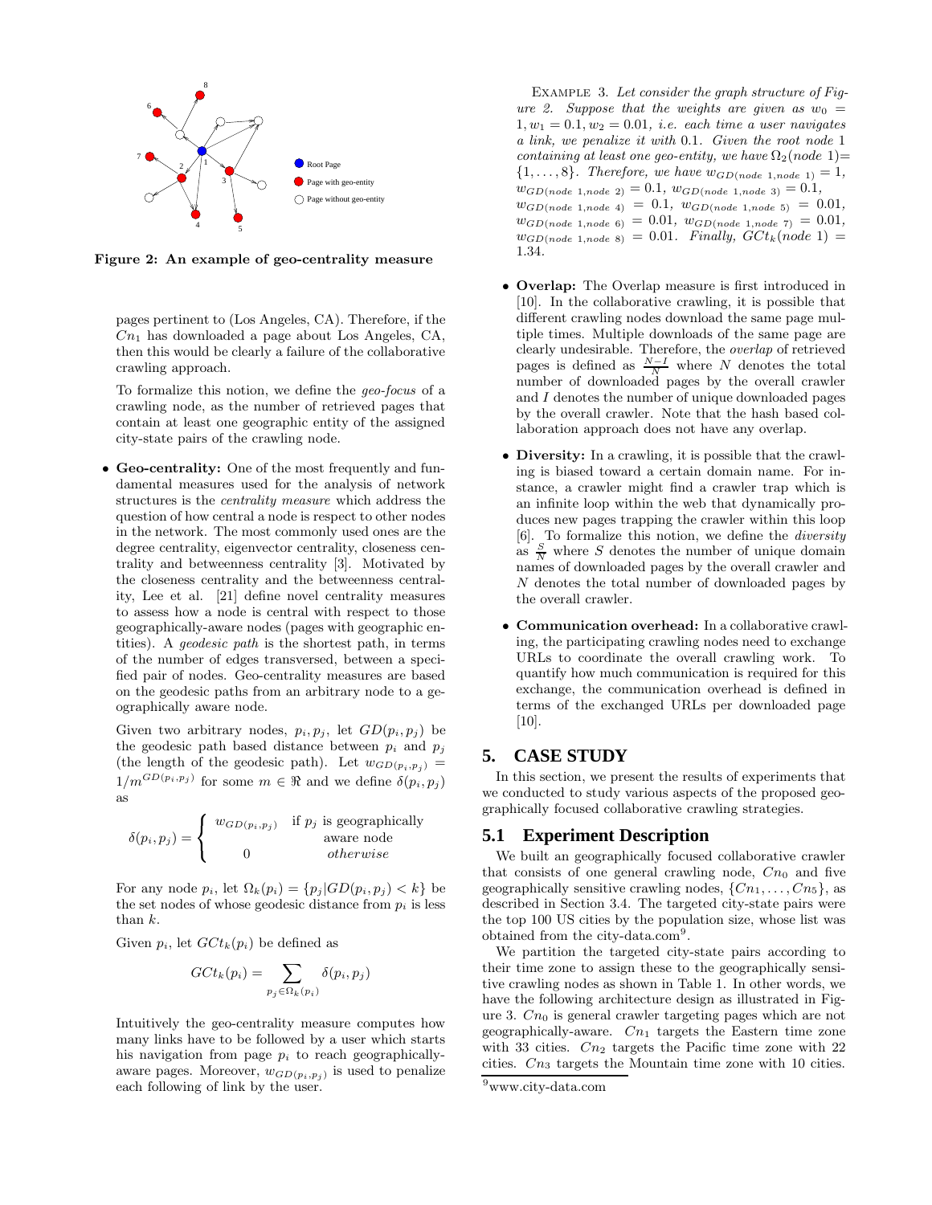Figure 2: An example of geo-centrality measure

pages pertinent to (Los Angeles, CA). Therefore, if the $Cn_1$ has downloaded a page about Los Angeles, CA, then this would be clearly a failure of the collaborative crawling approach.

To formalize this notion, we define the *geo-focus* of a crawling node, as the number of retrieved pages that contain at least one geographic entity of the assigned city-state pairs of the crawling node.

- **Geo-centrality:** One of the most frequently and fundamental measures used for the analysis of network structures is the *centrality measure* which address the question of how central a node is respect to other nodes in the network. The most commonly used ones are the degree centrality, eigenvector centrality, closeness centrality and betweenness centrality [3]. Motivated by the closeness centrality and the betweenness centrality, Lee et al. [21] define novel centrality measures to assess how a node is central with respect to those geographically-aware nodes (pages with geographic entities). A *geodesic path* is the shortest path, in terms of the number of edges transversed, between a specified pair of nodes. Geo-centrality measures are based on the geodesic paths from an arbitrary node to a geographically aware node.

  Given two arbitrary nodes, $p_i, p_j$, let $GD(p_i, p_j)$ be the geodesic path based distance between $p_i$ and $p_j$ (the length of the geodesic path). Let $w_{GD(p_i,p_j)} = 1/m^{GD(p_i,p_j)}$ for some $m \in \Re$ and we define $\delta(p_i, p_j)$ as

$$\delta(p_i, p_j) = \begin{cases} w_{GD(p_i,p_j)} & \text{if } p_j \text{ is geographically aware node} \\ 0 & \textit{otherwise} \end{cases}$$

  For any node $p_i$, let $\Omega_k(p_i) = \{p_j | GD(p_i, p_j) < k\}$ be the set nodes of whose geodesic distance from $p_i$ is less than $k$.

  Given $p_i$, let $GCt_k(p_i)$ be defined as

$$GCt_k(p_i) = \sum_{p_j \in \Omega_k(p_i)} \delta(p_i, p_j)$$

  Intuitively the geo-centrality measure computes how many links have to be followed by a user which starts his navigation from page $p_i$ to reach geographically-aware pages. Moreover, $w_{GD(p_i,p_j)}$ is used to penalize each following of link by the user.

  Example 3. *Let consider the graph structure of Figure 2. Suppose that the weights are given as $w_0 = 1, w_1 = 0.1, w_2 = 0.01$, i.e. each time a user navigates a link, we penalize it with 0.1. Given the root node 1 containing at least one geo-entity, we have $\Omega_2(node\ 1) = \{1, \ldots, 8\}$. Therefore, we have $w_{GD(node\ 1, node\ 1)} = 1$, $w_{GD(node\ 1, node\ 2)} = 0.1$, $w_{GD(node\ 1, node\ 3)} = 0.1$, $w_{GD(node\ 1, node\ 4)} = 0.1$, $w_{GD(node\ 1, node\ 5)} = 0.01$, $w_{GD(node\ 1, node\ 6)} = 0.01$, $w_{GD(node\ 1, node\ 7)} = 0.01$, $w_{GD(node\ 1, node\ 8)} = 0.01$. Finally, $GCt_k(node\ 1) = 1.34$.*

- **Overlap:** The Overlap measure is first introduced in [10]. In the collaborative crawling, it is possible that different crawling nodes download the same page multiple times. Multiple downloads of the same page are clearly undesirable. Therefore, the *overlap* of retrieved pages is defined as $\frac{N-I}{N}$ where $N$ denotes the total number of downloaded pages by the overall crawler and $I$ denotes the number of unique downloaded pages by the overall crawler. Note that the hash based collaboration approach does not have any overlap.

- **Diversity:** In a crawling, it is possible that the crawling is biased toward a certain domain name. For instance, a crawler might find a crawler trap which is an infinite loop within the web that dynamically produces new pages trapping the crawler within this loop [6]. To formalize this notion, we define the *diversity* as $\frac{S}{N}$ where $S$ denotes the number of unique domain names of downloaded pages by the overall crawler and $N$ denotes the total number of downloaded pages by the overall crawler.

- **Communication overhead:** In a collaborative crawling, the participating crawling nodes need to exchange URLs to coordinate the overall crawling work. To quantify how much communication is required for this exchange, the communication overhead is defined in terms of the exchanged URLs per downloaded page [10].

## 5. CASE STUDY

In this section, we present the results of experiments that we conducted to study various aspects of the proposed geographically focused collaborative crawling strategies.

### 5.1 Experiment Description

We built an geographically focused collaborative crawler that consists of one general crawling node, $Cn_0$ and five geographically sensitive crawling nodes, $\{Cn_1, \ldots, Cn_5\}$, as described in Section 3.4. The targeted city-state pairs were the top 100 US cities by the population size, whose list was obtained from the city-data.com[9].

We partition the targeted city-state pairs according to their time zone to assign these to the geographically sensitive crawling nodes as shown in Table 1. In other words, we have the following architecture design as illustrated in Figure 3. $Cn_0$ is general crawler targeting pages which are not geographically-aware. $Cn_1$ targets the Eastern time zone with 33 cities. $Cn_2$ targets the Pacific time zone with 22 cities. $Cn_3$ targets the Mountain time zone with 10 cities.

[9] www.city-data.com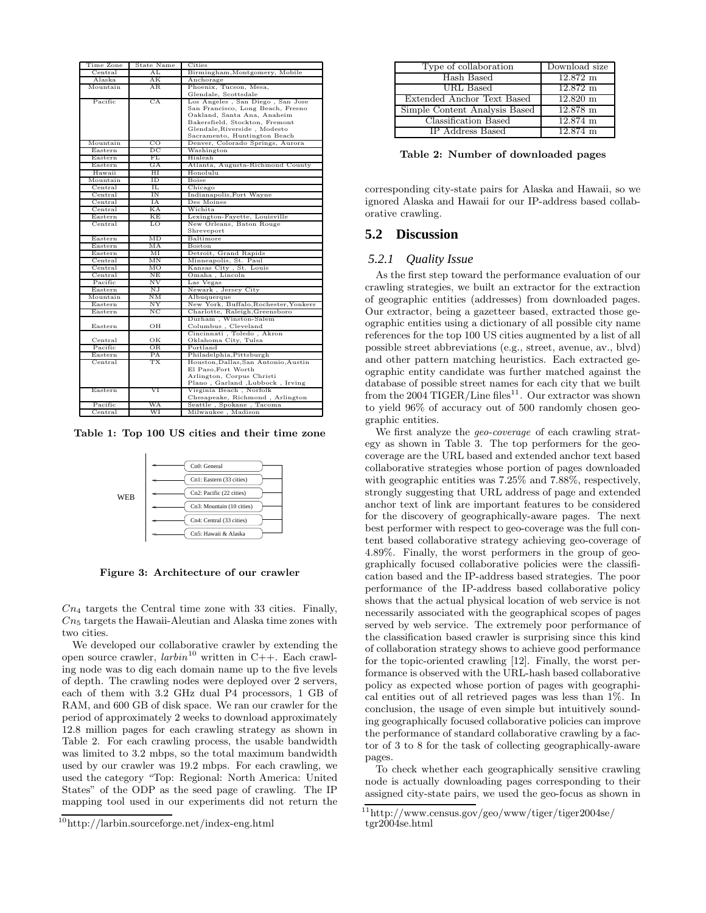| Time Zone | State Name | Cities |
|---|---|---|
| Central | AL | Birmingham,Montgomery, Mobile |
| Alaska | AK | Anchorage |
| Mountain | AR | Phoenix, Tucson, Mesa, Glendale, Scottsdale |
| Pacific | CA | Los Angeles , San Diego , San Jose San Francisco, Long Beach, Fresno Oakland, Santa Ana, Anaheim Bakersfield, Stockton, Fremont Glendale,Riverside , Modesto Sacramento, Huntington Beach |
| Mountain | CO | Denver, Colorado Springs, Aurora |
| Eastern | DC | Washington |
| Eastern | FL | Hialeah |
| Eastern | GA | Atlanta, Augusta-Richmond County |
| Hawaii | HI | Honolulu |
| Mountain | ID | Boise |
| Central | IL | Chicago |
| Central | IN | Indianapolis,Fort Wayne |
| Central | IA | Des Moines |
| Central | KA | Wichita |
| Eastern | KE | Lexington-Fayette, Louisville |
| Central | LO | New Orleans, Baton Rouge Shreveport |
| Eastern | MD | Baltimore |
| Eastern | MA | Boston |
| Eastern | MI | Detroit, Grand Rapids |
| Central | MN | Minneapolis, St. Paul |
| Central | MO | Kansas City , St. Louis |
| Central | NE | Omaha , Lincoln |
| Pacific | NV | Las Vegas |
| Eastern | NJ | Newark , Jersey City |
| Mountain | NM | Albuquerque |
| Eastern | NY | New York, Buffalo,Rochester,Yonkers |
| Eastern | NC | Charlotte, Raleigh,Greensboro Durham , Winston-Salem |
| Eastern | OH | Columbus , Cleveland Cincinnati , Toledo , Akron |
| Central | OK | Oklahoma City, Tulsa |
| Pacific | OR | Portland |
| Eastern | PA | Philadelphia,Pittsburgh |
| Central | TX | Houston,Dallas,San Antonio,Austin El Paso,Fort Worth Arlington, Corpus Christi Plano , Garland ,Lubbock , Irving |
| Eastern | VI | Virginia Beach , Norfolk Chesapeake, Richmond , Arlington |
| Pacific | WA | Seattle , Spokane , Tacoma |
| Central | WI | Milwaukee , Madison |

**Table 1: Top 100 US cities and their time zone**

WEB — Cn0: General; Cn1: Eastern (33 cities); Cn2: Pacific (22 cities); Cn3: Mountain (10 cities); Cn4: Central (33 cities); Cn5: Hawaii & Alaska

**Figure 3: Architecture of our crawler**

$Cn_4$ targets the Central time zone with 33 cities. Finally, $Cn_5$ targets the Hawaii-Aleutian and Alaska time zones with two cities.

We developed our collaborative crawler by extending the open source crawler, *larbin*[10] written in C++. Each crawling node was to dig each domain name up to the five levels of depth. The crawling nodes were deployed over 2 servers, each of them with 3.2 GHz dual P4 processors, 1 GB of RAM, and 600 GB of disk space. We ran our crawler for the period of approximately 2 weeks to download approximately 12.8 million pages for each crawling strategy as shown in Table 2. For each crawling process, the usable bandwidth was limited to 3.2 mbps, so the total maximum bandwidth used by our crawler was 19.2 mbps. For each crawling, we used the category "Top: Regional: North America: United States" of the ODP as the seed page of crawling. The IP mapping tool used in our experiments did not return the corresponding city-state pairs for Alaska and Hawaii, so we ignored Alaska and Hawaii for our IP-address based collaborative crawling.

[10]http://larbin.sourceforge.net/index-eng.html

| Type of collaboration | Download size |
|---|---|
| Hash Based | 12.872 m |
| URL Based | 12.872 m |
| Extended Anchor Text Based | 12.820 m |
| Simple Content Analysis Based | 12.878 m |
| Classification Based | 12.874 m |
| IP Address Based | 12.874 m |

**Table 2: Number of downloaded pages**

## 5.2 Discussion

### 5.2.1 Quality Issue

As the first step toward the performance evaluation of our crawling strategies, we built an extractor for the extraction of geographic entities (addresses) from downloaded pages. Our extractor, being a gazetteer based, extracted those geographic entities using a dictionary of all possible city name references for the top 100 US cities augmented by a list of all possible street abbreviations (e.g., street, avenue, av., blvd) and other pattern matching heuristics. Each extracted geographic entity candidate was further matched against the database of possible street names for each city that we built from the 2004 TIGER/Line files[11]. Our extractor was shown to yield 96% of accuracy out of 500 randomly chosen geographic entities.

We first analyze the *geo-coverage* of each crawling strategy as shown in Table 3. The top performers for the geo-coverage are the URL based and extended anchor text based collaborative strategies whose portion of pages downloaded with geographic entities was 7.25% and 7.88%, respectively, strongly suggesting that URL address of page and extended anchor text of link are important features to be considered for the discovery of geographically-aware pages. The next best performer with respect to geo-coverage was the full content based collaborative strategy achieving geo-coverage of 4.89%. Finally, the worst performers in the group of geographically focused collaborative policies were the classification based and the IP-address based strategies. The poor performance of the IP-address based collaborative policy shows that the actual physical location of web service is not necessarily associated with the geographical scopes of pages served by web service. The extremely poor performance of the classification based crawler is surprising since this kind of collaboration strategy shows to achieve good performance for the topic-oriented crawling [12]. Finally, the worst performance is observed with the URL-hash based collaborative policy as expected whose portion of pages with geographical entities out of all retrieved pages was less than 1%. In conclusion, the usage of even simple but intuitively sounding geographically focused collaborative policies can improve the performance of standard collaborative crawling by a factor of 3 to 8 for the task of collecting geographically-aware pages.

To check whether each geographically sensitive crawling node is actually downloading pages corresponding to their assigned city-state pairs, we used the geo-focus as shown in

[11]http://www.census.gov/geo/www/tiger/tiger2004se/tgr2004se.html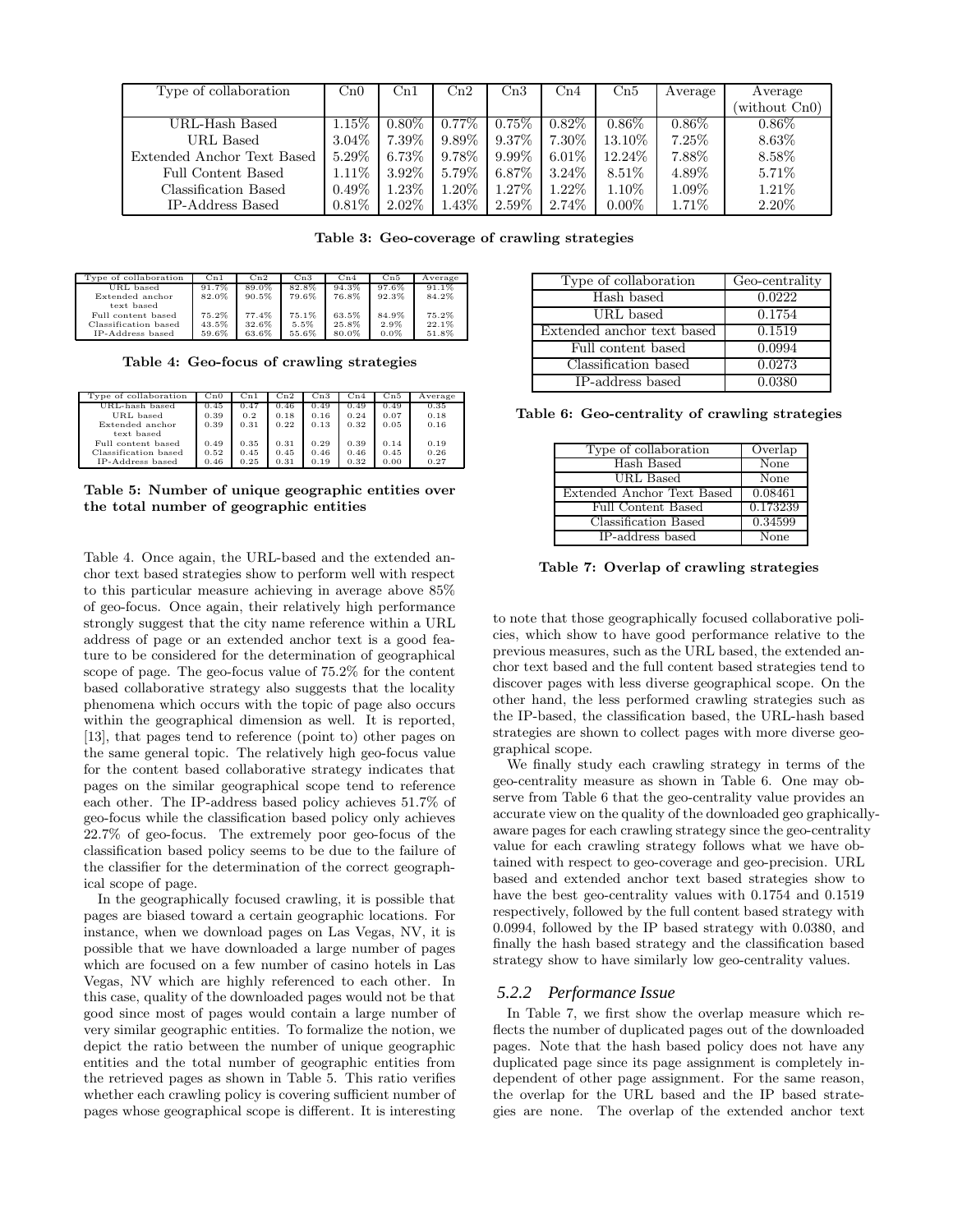| Type of collaboration | Cn0 | Cn1 | Cn2 | Cn3 | Cn4 | Cn5 | Average | Average (without Cn0) |
|---|---|---|---|---|---|---|---|---|
| URL-Hash Based | 1.15% | 0.80% | 0.77% | 0.75% | 0.82% | 0.86% | 0.86% | 0.86% |
| URL Based | 3.04% | 7.39% | 9.89% | 9.37% | 7.30% | 13.10% | 7.25% | 8.63% |
| Extended Anchor Text Based | 5.29% | 6.73% | 9.78% | 9.99% | 6.01% | 12.24% | 7.88% | 8.58% |
| Full Content Based | 1.11% | 3.92% | 5.79% | 6.87% | 3.24% | 8.51% | 4.89% | 5.71% |
| Classification Based | 0.49% | 1.23% | 1.20% | 1.27% | 1.22% | 1.10% | 1.09% | 1.21% |
| IP-Address Based | 0.81% | 2.02% | 1.43% | 2.59% | 2.74% | 0.00% | 1.71% | 2.20% |

**Table 3: Geo-coverage of crawling strategies**

| Type of collaboration | Cn1 | Cn2 | Cn3 | Cn4 | Cn5 | Average |
|---|---|---|---|---|---|---|
| URL based | 91.7% | 89.0% | 82.8% | 94.3% | 97.6% | 91.1% |
| Extended anchor text based | 82.0% | 90.5% | 79.6% | 76.8% | 92.3% | 84.2% |
| Full content based | 75.2% | 77.4% | 75.1% | 63.5% | 84.9% | 75.2% |
| Classification based | 43.5% | 32.6% | 5.5% | 25.8% | 2.9% | 22.1% |
| IP-Address based | 59.6% | 63.6% | 55.6% | 80.0% | 0.0% | 51.8% |

**Table 4: Geo-focus of crawling strategies**

| Type of collaboration | Cn0 | Cn1 | Cn2 | Cn3 | Cn4 | Cn5 | Average |
|---|---|---|---|---|---|---|---|
| URL-hash based | 0.45 | 0.47 | 0.46 | 0.49 | 0.49 | 0.49 | 0.35 |
| URL based | 0.39 | 0.2 | 0.18 | 0.16 | 0.24 | 0.07 | 0.18 |
| Extended anchor text based | 0.39 | 0.31 | 0.22 | 0.13 | 0.32 | 0.05 | 0.16 |
| Full content based | 0.49 | 0.35 | 0.31 | 0.29 | 0.39 | 0.14 | 0.19 |
| Classification based | 0.52 | 0.45 | 0.45 | 0.46 | 0.46 | 0.45 | 0.26 |
| IP-Address based | 0.46 | 0.25 | 0.31 | 0.19 | 0.32 | 0.00 | 0.27 |

**Table 5: Number of unique geographic entities over the total number of geographic entities**

Table 4. Once again, the URL-based and the extended anchor text based strategies show to perform well with respect to this particular measure achieving in average above 85% of geo-focus. Once again, their relatively high performance strongly suggest that the city name reference within a URL address of page or an extended anchor text is a good feature to be considered for the determination of geographical scope of page. The geo-focus value of 75.2% for the content based collaborative strategy also suggests that the locality phenomena which occurs with the topic of page also occurs within the geographical dimension as well. It is reported, [13], that pages tend to reference (point to) other pages on the same general topic. The relatively high geo-focus value for the content based collaborative strategy indicates that pages on the similar geographical scope tend to reference each other. The IP-address based policy achieves 51.7% of geo-focus while the classification based policy only achieves 22.7% of geo-focus. The extremely poor geo-focus of the classification based policy seems to be due to the failure of the classifier for the determination of the correct geographical scope of page.

In the geographically focused crawling, it is possible that pages are biased toward a certain geographic locations. For instance, when we download pages on Las Vegas, NV, it is possible that we have downloaded a large number of pages which are focused on a few number of casino hotels in Las Vegas, NV which are highly referenced to each other. In this case, quality of the downloaded pages would not be that good since most of pages would contain a large number of very similar geographic entities. To formalize the notion, we depict the ratio between the number of unique geographic entities and the total number of geographic entities from the retrieved pages as shown in Table 5. This ratio verifies whether each crawling policy is covering sufficient number of pages whose geographical scope is different. It is interesting

| Type of collaboration | Geo-centrality |
|---|---|
| Hash based | 0.0222 |
| URL based | 0.1754 |
| Extended anchor text based | 0.1519 |
| Full content based | 0.0994 |
| Classification based | 0.0273 |
| IP-address based | 0.0380 |

**Table 6: Geo-centrality of crawling strategies**

| Type of collaboration | Overlap |
|---|---|
| Hash Based | None |
| URL Based | None |
| Extended Anchor Text Based | 0.08461 |
| Full Content Based | 0.173239 |
| Classification Based | 0.34599 |
| IP-address based | None |

**Table 7: Overlap of crawling strategies**

to note that those geographically focused collaborative policies, which show to have good performance relative to the previous measures, such as the URL based, the extended anchor text based and the full content based strategies tend to discover pages with less diverse geographical scope. On the other hand, the less performed crawling strategies such as the IP-based, the classification based, the URL-hash based strategies are shown to collect pages with more diverse geographical scope.

We finally study each crawling strategy in terms of the geo-centrality measure as shown in Table 6. One may observe from Table 6 that the geo-centrality value provides an accurate view on the quality of the downloaded geo graphically-aware pages for each crawling strategy since the geo-centrality value for each crawling strategy follows what we have obtained with respect to geo-coverage and geo-precision. URL based and extended anchor text based strategies show to have the best geo-centrality values with 0.1754 and 0.1519 respectively, followed by the full content based strategy with 0.0994, followed by the IP based strategy with 0.0380, and finally the hash based strategy and the classification based strategy show to have similarly low geo-centrality values.

### 5.2.2 Performance Issue

In Table 7, we first show the overlap measure which reflects the number of duplicated pages out of the downloaded pages. Note that the hash based policy does not have any duplicated page since its page assignment is completely independent of other page assignment. For the same reason, the overlap for the URL based and the IP based strategies are none. The overlap of the extended anchor text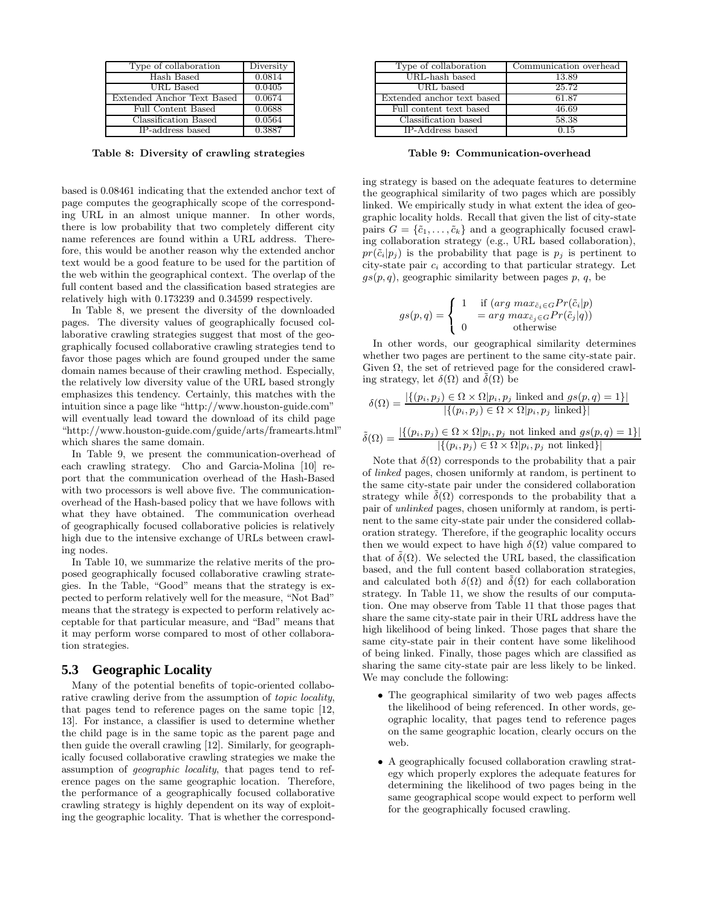| Type of collaboration | Diversity |
|---|---|
| Hash Based | 0.0814 |
| URL Based | 0.0405 |
| Extended Anchor Text Based | 0.0674 |
| Full Content Based | 0.0688 |
| Classification Based | 0.0564 |
| IP-address based | 0.3887 |

**Table 8: Diversity of crawling strategies**

| Type of collaboration | Communication overhead |
|---|---|
| URL-hash based | 13.89 |
| URL based | 25.72 |
| Extended anchor text based | 61.87 |
| Full content text based | 46.69 |
| Classification based | 58.38 |
| IP-Address based | 0.15 |

**Table 9: Communication-overhead**

based is 0.08461 indicating that the extended anchor text of page computes the geographically scope of the corresponding URL in an almost unique manner. In other words, there is low probability that two completely different city name references are found within a URL address. Therefore, this would be another reason why the extended anchor text would be a good feature to be used for the partition of the web within the geographical context. The overlap of the full content based and the classification based strategies are relatively high with 0.173239 and 0.34599 respectively.

In Table 8, we present the diversity of the downloaded pages. The diversity values of geographically focused collaborative crawling strategies suggest that most of the geographically focused collaborative crawling strategies tend to favor those pages which are found grouped under the same domain names because of their crawling method. Especially, the relatively low diversity value of the URL based strongly emphasizes this tendency. Certainly, this matches with the intuition since a page like "http://www.houston-guide.com" will eventually lead toward the download of its child page "http://www.houston-guide.com/guide/arts/framearts.html" which shares the same domain.

In Table 9, we present the communication-overhead of each crawling strategy. Cho and Garcia-Molina [10] report that the communication overhead of the Hash-Based with two processors is well above five. The communication-overhead of the Hash-based policy that we have follows with what they have obtained. The communication overhead of geographically focused collaborative policies is relatively high due to the intensive exchange of URLs between crawling nodes.

In Table 10, we summarize the relative merits of the proposed geographically focused collaborative crawling strategies. In the Table, "Good" means that the strategy is expected to perform relatively well for the measure, "Not Bad" means that the strategy is expected to perform relatively acceptable for that particular measure, and "Bad" means that it may perform worse compared to most of other collaboration strategies.

## 5.3 Geographic Locality

Many of the potential benefits of topic-oriented collaborative crawling derive from the assumption of *topic locality*, that pages tend to reference pages on the same topic [12, 13]. For instance, a classifier is used to determine whether the child page is in the same topic as the parent page and then guide the overall crawling [12]. Similarly, for geographically focused collaborative crawling strategies we make the assumption of *geographic locality*, that pages tend to reference pages on the same geographic location. Therefore, the performance of a geographically focused collaborative crawling strategy is highly dependent on its way of exploiting the geographic locality. That is whether the corresponding strategy is based on the adequate features to determine the geographical similarity of two pages which are possibly linked. We empirically study in what extent the idea of geographic locality holds. Recall that given the list of city-state pairs $G = \{\tilde{c}_1, \ldots, \tilde{c}_k\}$ and a geographically focused crawling collaboration strategy (e.g., URL based collaboration), $pr(\tilde{c}_i|p_j)$ is the probability that page is $p_j$ is pertinent to city-state pair $c_i$ according to that particular strategy. Let $gs(p, q)$, geographic similarity between pages $p$, $q$, be

$$gs(p,q) = \begin{cases} 1 & \text{if } (arg\ max_{\tilde{c}_i \in G} Pr(\tilde{c}_i|p) \\ & \quad = arg\ max_{\tilde{c}_j \in G} Pr(\tilde{c}_j|q)) \\ 0 & \text{otherwise} \end{cases}$$

In other words, our geographical similarity determines whether two pages are pertinent to the same city-state pair. Given $\Omega$, the set of retrieved page for the considered crawling strategy, let $\delta(\Omega)$ and $\tilde{\delta}(\Omega)$ be

$$\delta(\Omega) = \frac{|\{(p_i, p_j) \in \Omega \times \Omega | p_i, p_j \text{ linked and } gs(p,q) = 1\}|}{|\{(p_i, p_j) \in \Omega \times \Omega | p_i, p_j \text{ linked}\}|}$$

$$\tilde{\delta}(\Omega) = \frac{|\{(p_i, p_j) \in \Omega \times \Omega | p_i, p_j \text{ not linked and } gs(p,q) = 1\}|}{|\{(p_i, p_j) \in \Omega \times \Omega | p_i, p_j \text{ not linked}\}|}$$

Note that $\delta(\Omega)$ corresponds to the probability that a pair of *linked* pages, chosen uniformly at random, is pertinent to the same city-state pair under the considered collaboration strategy while $\tilde{\delta}(\Omega)$ corresponds to the probability that a pair of *unlinked* pages, chosen uniformly at random, is pertinent to the same city-state pair under the considered collaboration strategy. Therefore, if the geographic locality occurs then we would expect to have high $\delta(\Omega)$ value compared to that of $\tilde{\delta}(\Omega)$. We selected the URL based, the classification based, and the full content based collaboration strategies, and calculated both $\delta(\Omega)$ and $\tilde{\delta}(\Omega)$ for each collaboration strategy. In Table 11, we show the results of our computation. One may observe from Table 11 that those pages that share the same city-state pair in their URL address have the high likelihood of being linked. Those pages that share the same city-state pair in their content have some likelihood of being linked. Finally, those pages which are classified as sharing the same city-state pair are less likely to be linked. We may conclude the following:

- The geographical similarity of two web pages affects the likelihood of being referenced. In other words, geographic locality, that pages tend to reference pages on the same geographic location, clearly occurs on the web.
- A geographically focused collaboration crawling strategy which properly explores the adequate features for determining the likelihood of two pages being in the same geographical scope would expect to perform well for the geographically focused crawling.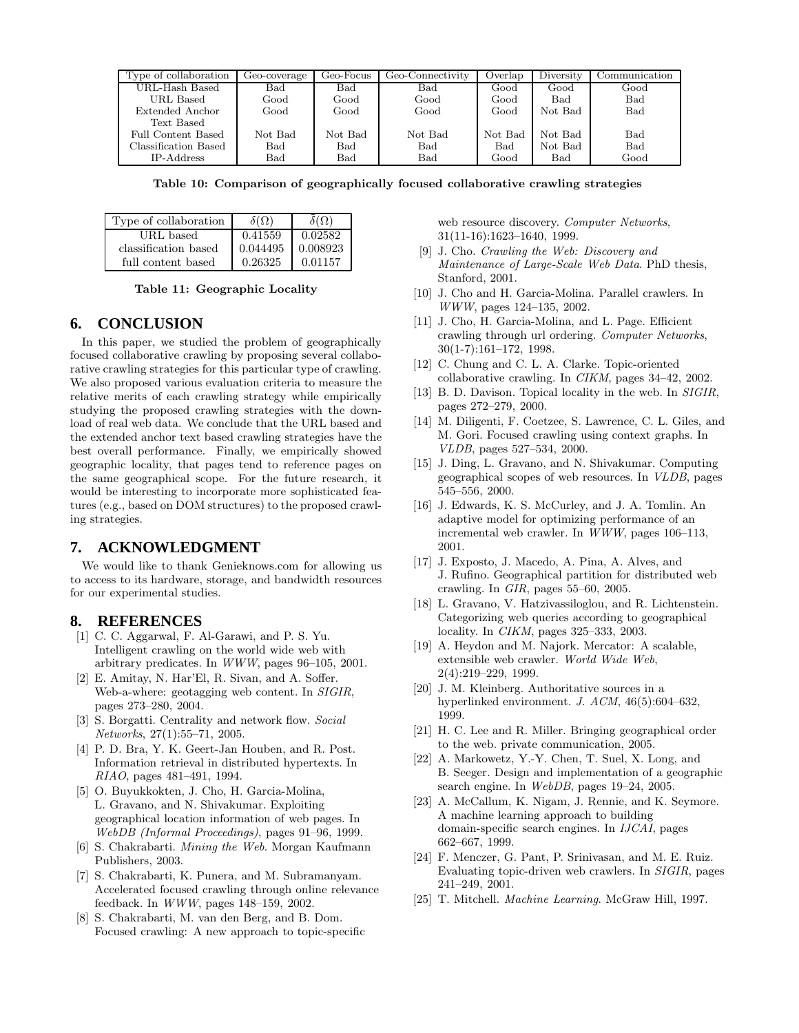| Type of collaboration | Geo-coverage | Geo-Focus | Geo-Connectivity | Overlap | Diversity | Communication |
|---|---|---|---|---|---|---|
| URL-Hash Based | Bad | Bad | Bad | Good | Good | Good |
| URL Based | Good | Good | Good | Good | Bad | Bad |
| Extended Anchor Text Based | Good | Good | Good | Good | Not Bad | Bad |
| Full Content Based | Not Bad | Not Bad | Not Bad | Not Bad | Not Bad | Bad |
| Classification Based | Bad | Bad | Bad | Bad | Not Bad | Bad |
| IP-Address | Bad | Bad | Bad | Good | Bad | Good |

**Table 10: Comparison of geographically focused collaborative crawling strategies**

| Type of collaboration | $\delta(\Omega)$ | $\bar{\delta}(\Omega)$ |
|---|---|---|
| URL based | 0.41559 | 0.02582 |
| classification based | 0.044495 | 0.008923 |
| full content based | 0.26325 | 0.01157 |

**Table 11: Geographic Locality**

## 6. CONCLUSION

In this paper, we studied the problem of geographically focused collaborative crawling by proposing several collaborative crawling strategies for this particular type of crawling. We also proposed various evaluation criteria to measure the relative merits of each crawling strategy while empirically studying the proposed crawling strategies with the download of real web data. We conclude that the URL based and the extended anchor text based crawling strategies have the best overall performance. Finally, we empirically showed geographic locality, that pages tend to reference pages on the same geographical scope. For the future research, it would be interesting to incorporate more sophisticated features (e.g., based on DOM structures) to the proposed crawling strategies.

## 7. ACKNOWLEDGMENT

We would like to thank Genieknows.com for allowing us to access to its hardware, storage, and bandwidth resources for our experimental studies.

## 8. REFERENCES

[1] C. C. Aggarwal, F. Al-Garawi, and P. S. Yu. Intelligent crawling on the world wide web with arbitrary predicates. In *WWW*, pages 96–105, 2001.

[2] E. Amitay, N. Har'El, R. Sivan, and A. Soffer. Web-a-where: geotagging web content. In *SIGIR*, pages 273–280, 2004.

[3] S. Borgatti. Centrality and network flow. *Social Networks*, 27(1):55–71, 2005.

[4] P. D. Bra, Y. K. Geert-Jan Houben, and R. Post. Information retrieval in distributed hypertexts. In *RIAO*, pages 481–491, 1994.

[5] O. Buyukkokten, J. Cho, H. Garcia-Molina, L. Gravano, and N. Shivakumar. Exploiting geographical location information of web pages. In *WebDB (Informal Proceedings)*, pages 91–96, 1999.

[6] S. Chakrabarti. *Mining the Web*. Morgan Kaufmann Publishers, 2003.

[7] S. Chakrabarti, K. Punera, and M. Subramanyam. Accelerated focused crawling through online relevance feedback. In *WWW*, pages 148–159, 2002.

[8] S. Chakrabarti, M. van den Berg, and B. Dom. Focused crawling: A new approach to topic-specific web resource discovery. *Computer Networks*, 31(11-16):1623–1640, 1999.

[9] J. Cho. *Crawling the Web: Discovery and Maintenance of Large-Scale Web Data*. PhD thesis, Stanford, 2001.

[10] J. Cho and H. Garcia-Molina. Parallel crawlers. In *WWW*, pages 124–135, 2002.

[11] J. Cho, H. Garcia-Molina, and L. Page. Efficient crawling through url ordering. *Computer Networks*, 30(1-7):161–172, 1998.

[12] C. Chung and C. L. A. Clarke. Topic-oriented collaborative crawling. In *CIKM*, pages 34–42, 2002.

[13] B. D. Davison. Topical locality in the web. In *SIGIR*, pages 272–279, 2000.

[14] M. Diligenti, F. Coetzee, S. Lawrence, C. L. Giles, and M. Gori. Focused crawling using context graphs. In *VLDB*, pages 527–534, 2000.

[15] J. Ding, L. Gravano, and N. Shivakumar. Computing geographical scopes of web resources. In *VLDB*, pages 545–556, 2000.

[16] J. Edwards, K. S. McCurley, and J. A. Tomlin. An adaptive model for optimizing performance of an incremental web crawler. In *WWW*, pages 106–113, 2001.

[17] J. Exposto, J. Macedo, A. Pina, A. Alves, and J. Rufino. Geographical partition for distributed web crawling. In *GIR*, pages 55–60, 2005.

[18] L. Gravano, V. Hatzivassiloglou, and R. Lichtenstein. Categorizing web queries according to geographical locality. In *CIKM*, pages 325–333, 2003.

[19] A. Heydon and M. Najork. Mercator: A scalable, extensible web crawler. *World Wide Web*, 2(4):219–229, 1999.

[20] J. M. Kleinberg. Authoritative sources in a hyperlinked environment. *J. ACM*, 46(5):604–632, 1999.

[21] H. C. Lee and R. Miller. Bringing geographical order to the web. private communication, 2005.

[22] A. Markowetz, Y.-Y. Chen, T. Suel, X. Long, and B. Seeger. Design and implementation of a geographic search engine. In *WebDB*, pages 19–24, 2005.

[23] A. McCallum, K. Nigam, J. Rennie, and K. Seymore. A machine learning approach to building domain-specific search engines. In *IJCAI*, pages 662–667, 1999.

[24] F. Menczer, G. Pant, P. Srinivasan, and M. E. Ruiz. Evaluating topic-driven web crawlers. In *SIGIR*, pages 241–249, 2001.

[25] T. Mitchell. *Machine Learning*. McGraw Hill, 1997.